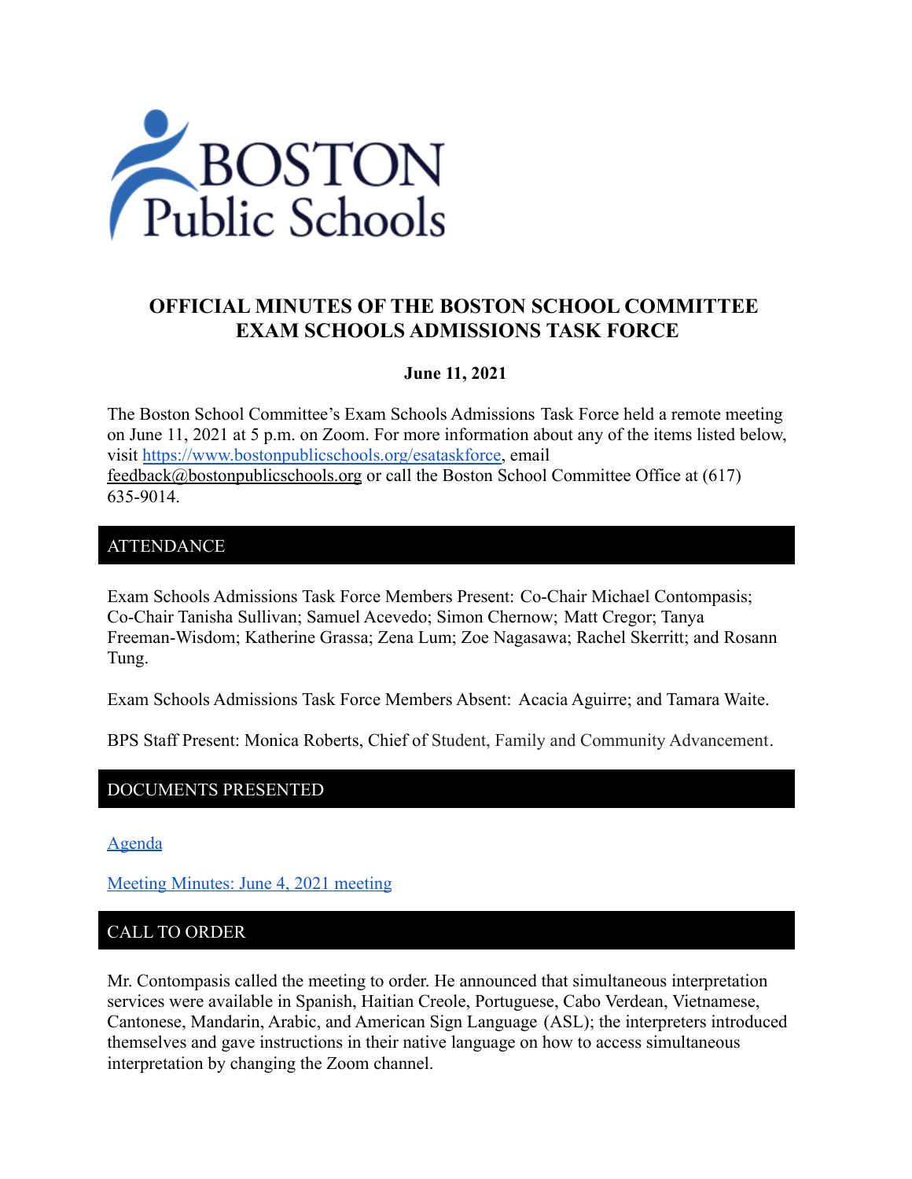# OFFICIAL MINUTES OF THE BOSTON SCHOOL COMMITTEE EXAM SCHOOLS ADMISSIONS TASK FORCE

**June 11, 2021**

The Boston School Committee's Exam Schools Admissions Task Force held a remote meeting on June 11, 2021 at 5 p.m. on Zoom. For more information about any of the items listed below, visit [https://www.bostonpublicschools.org/esataskforce](https://www.bostonpublicschools.org/esataskforce), email feedback@bostonpublicschools.org or call the Boston School Committee Office at (617) 635-9014.

## ATTENDANCE

Exam Schools Admissions Task Force Members Present: Co-Chair Michael Contompasis; Co-Chair Tanisha Sullivan; Samuel Acevedo; Simon Chernow; Matt Cregor; Tanya Freeman-Wisdom; Katherine Grassa; Zena Lum; Zoe Nagasawa; Rachel Skerritt; and Rosann Tung.

Exam Schools Admissions Task Force Members Absent: Acacia Aguirre; and Tamara Waite.

BPS Staff Present: Monica Roberts, Chief of Student, Family and Community Advancement.

## DOCUMENTS PRESENTED

[Agenda]()

[Meeting Minutes: June 4, 2021 meeting]()

## CALL TO ORDER

Mr. Contompasis called the meeting to order. He announced that simultaneous interpretation services were available in Spanish, Haitian Creole, Portuguese, Cabo Verdean, Vietnamese, Cantonese, Mandarin, Arabic, and American Sign Language (ASL); the interpreters introduced themselves and gave instructions in their native language on how to access simultaneous interpretation by changing the Zoom channel.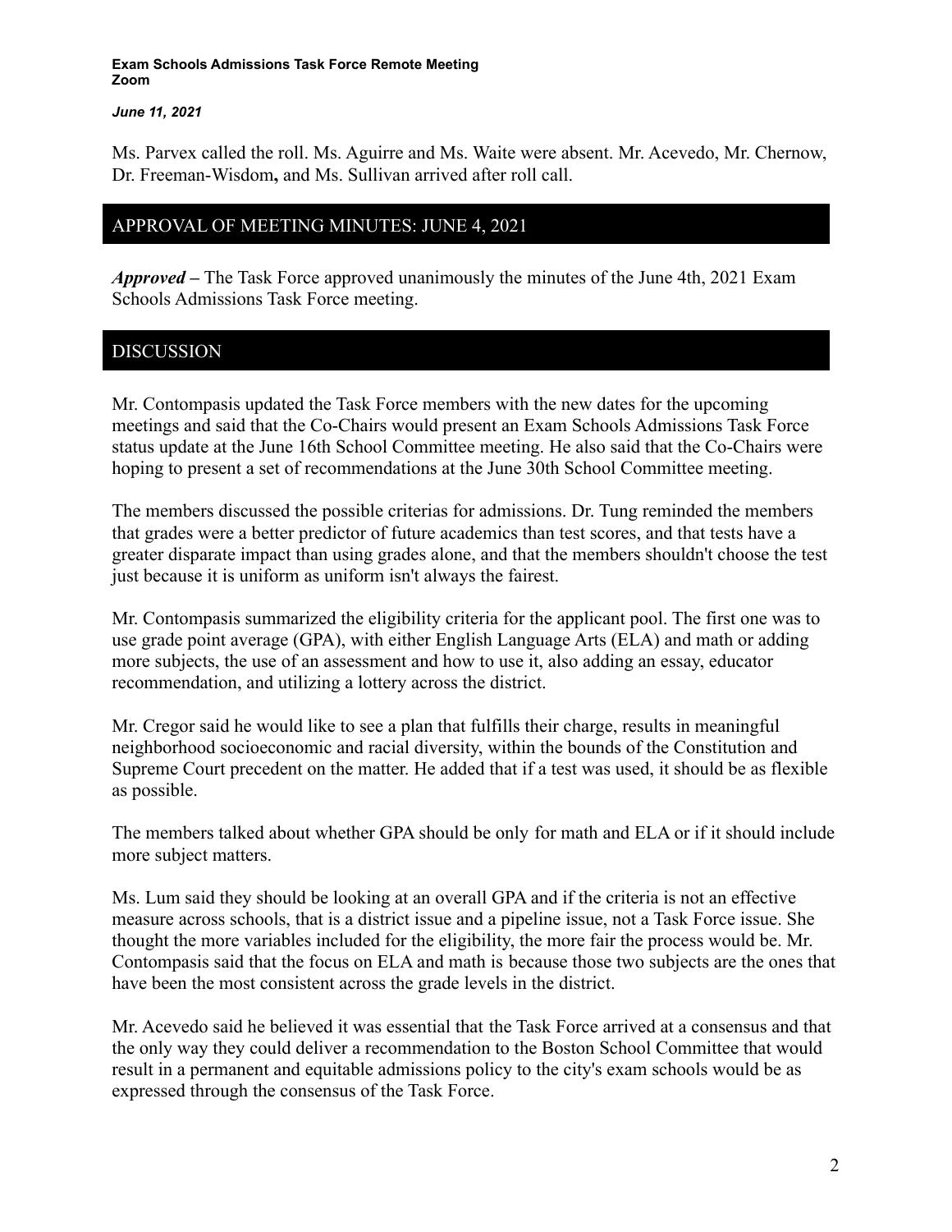**Exam Schools Admissions Task Force Remote Meeting**
**Zoom**

***June 11, 2021***

Ms. Parvex called the roll. Ms. Aguirre and Ms. Waite were absent. Mr. Acevedo, Mr. Chernow, Dr. Freeman-Wisdom**,** and Ms. Sullivan arrived after roll call.

## APPROVAL OF MEETING MINUTES: JUNE 4, 2021

***Approved –*** The Task Force approved unanimously the minutes of the June 4th, 2021 Exam Schools Admissions Task Force meeting.

## DISCUSSION

Mr. Contompasis updated the Task Force members with the new dates for the upcoming meetings and said that the Co-Chairs would present an Exam Schools Admissions Task Force status update at the June 16th School Committee meeting. He also said that the Co-Chairs were hoping to present a set of recommendations at the June 30th School Committee meeting.

The members discussed the possible criterias for admissions. Dr. Tung reminded the members that grades were a better predictor of future academics than test scores, and that tests have a greater disparate impact than using grades alone, and that the members shouldn't choose the test just because it is uniform as uniform isn't always the fairest.

Mr. Contompasis summarized the eligibility criteria for the applicant pool. The first one was to use grade point average (GPA), with either English Language Arts (ELA) and math or adding more subjects, the use of an assessment and how to use it, also adding an essay, educator recommendation, and utilizing a lottery across the district.

Mr. Cregor said he would like to see a plan that fulfills their charge, results in meaningful neighborhood socioeconomic and racial diversity, within the bounds of the Constitution and Supreme Court precedent on the matter. He added that if a test was used, it should be as flexible as possible.

The members talked about whether GPA should be only for math and ELA or if it should include more subject matters.

Ms. Lum said they should be looking at an overall GPA and if the criteria is not an effective measure across schools, that is a district issue and a pipeline issue, not a Task Force issue. She thought the more variables included for the eligibility, the more fair the process would be. Mr. Contompasis said that the focus on ELA and math is because those two subjects are the ones that have been the most consistent across the grade levels in the district.

Mr. Acevedo said he believed it was essential that the Task Force arrived at a consensus and that the only way they could deliver a recommendation to the Boston School Committee that would result in a permanent and equitable admissions policy to the city's exam schools would be as expressed through the consensus of the Task Force.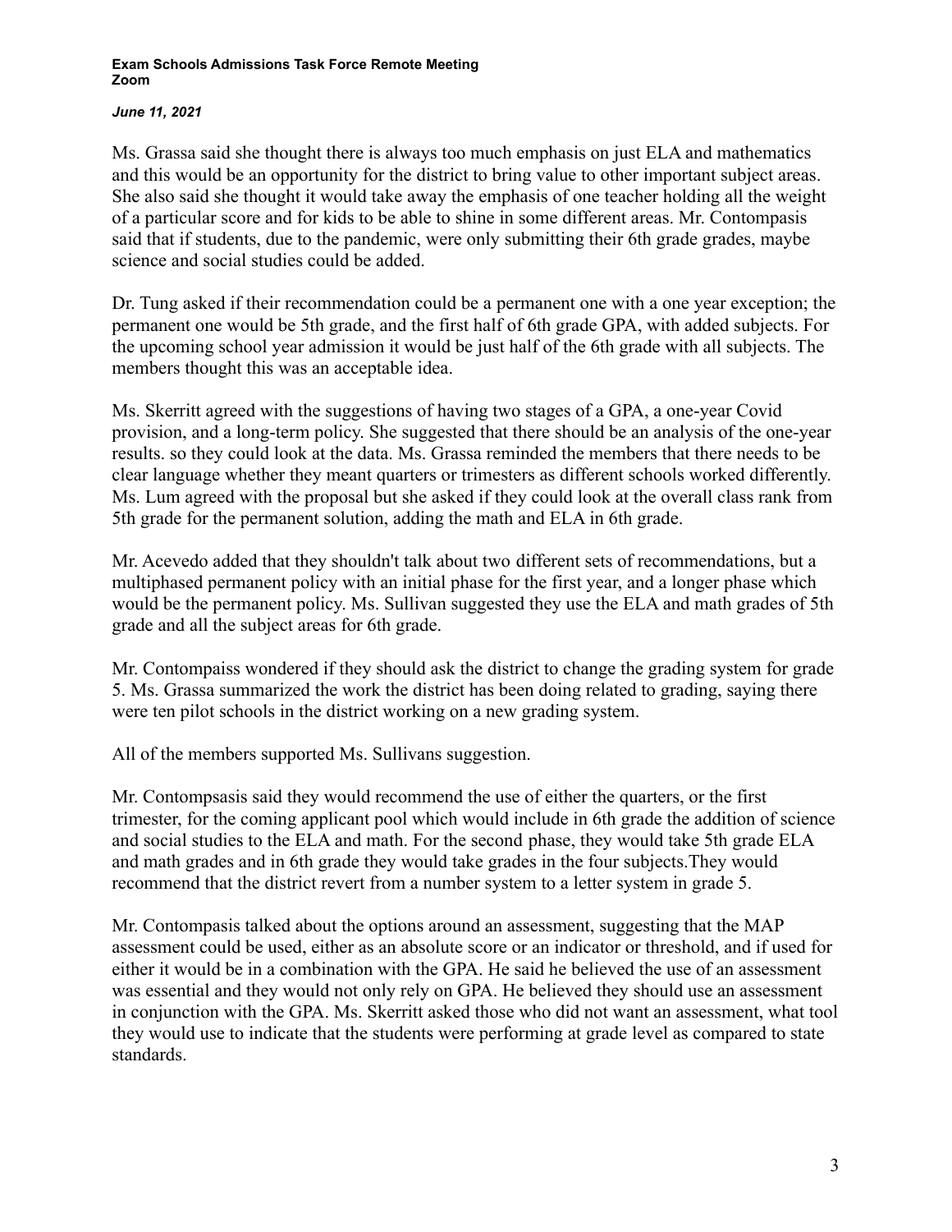Ms. Grassa said she thought there is always too much emphasis on just ELA and mathematics and this would be an opportunity for the district to bring value to other important subject areas. She also said she thought it would take away the emphasis of one teacher holding all the weight of a particular score and for kids to be able to shine in some different areas. Mr. Contompasis said that if students, due to the pandemic, were only submitting their 6th grade grades, maybe science and social studies could be added.

Dr. Tung asked if their recommendation could be a permanent one with a one year exception; the permanent one would be 5th grade, and the first half of 6th grade GPA, with added subjects. For the upcoming school year admission it would be just half of the 6th grade with all subjects. The members thought this was an acceptable idea.

Ms. Skerritt agreed with the suggestions of having two stages of a GPA, a one-year Covid provision, and a long-term policy. She suggested that there should be an analysis of the one-year results. so they could look at the data. Ms. Grassa reminded the members that there needs to be clear language whether they meant quarters or trimesters as different schools worked differently. Ms. Lum agreed with the proposal but she asked if they could look at the overall class rank from 5th grade for the permanent solution, adding the math and ELA in 6th grade.

Mr. Acevedo added that they shouldn't talk about two different sets of recommendations, but a multiphased permanent policy with an initial phase for the first year, and a longer phase which would be the permanent policy. Ms. Sullivan suggested they use the ELA and math grades of 5th grade and all the subject areas for 6th grade.

Mr. Contompaiss wondered if they should ask the district to change the grading system for grade 5. Ms. Grassa summarized the work the district has been doing related to grading, saying there were ten pilot schools in the district working on a new grading system.

All of the members supported Ms. Sullivans suggestion.

Mr. Contompsasis said they would recommend the use of either the quarters, or the first trimester, for the coming applicant pool which would include in 6th grade the addition of science and social studies to the ELA and math. For the second phase, they would take 5th grade ELA and math grades and in 6th grade they would take grades in the four subjects.They would recommend that the district revert from a number system to a letter system in grade 5.

Mr. Contompasis talked about the options around an assessment, suggesting that the MAP assessment could be used, either as an absolute score or an indicator or threshold, and if used for either it would be in a combination with the GPA. He said he believed the use of an assessment was essential and they would not only rely on GPA. He believed they should use an assessment in conjunction with the GPA. Ms. Skerritt asked those who did not want an assessment, what tool they would use to indicate that the students were performing at grade level as compared to state standards.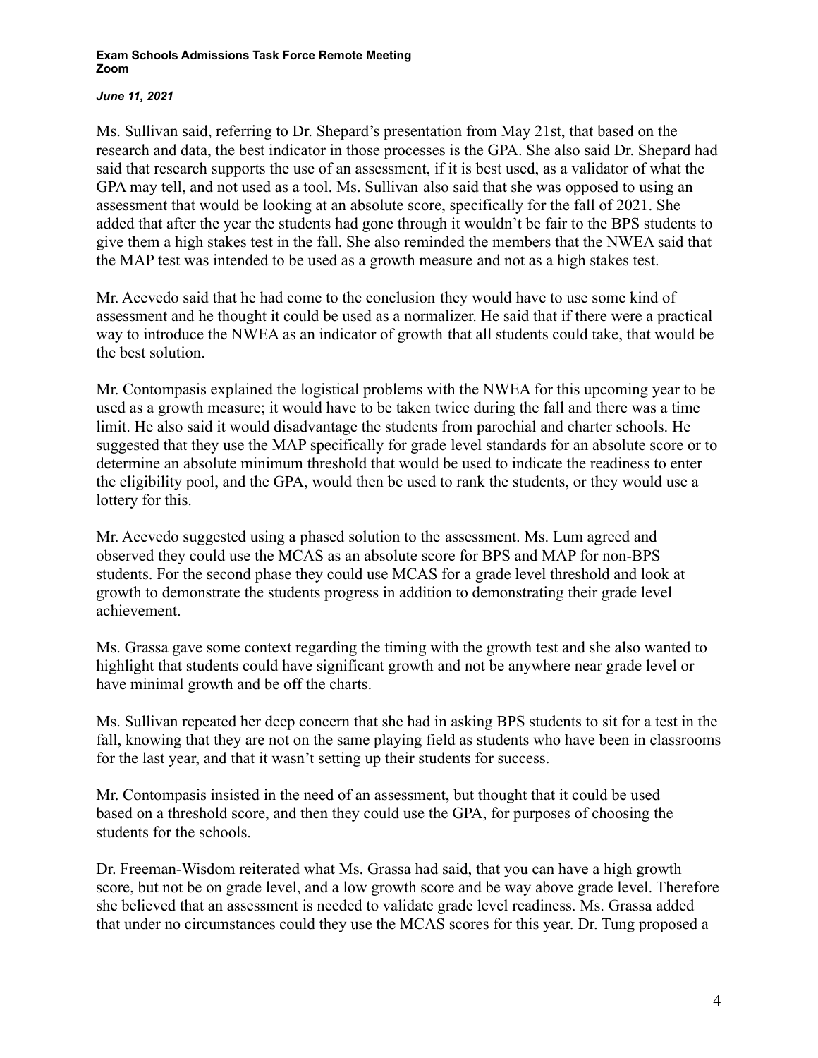Ms. Sullivan said, referring to Dr. Shepard's presentation from May 21st, that based on the research and data, the best indicator in those processes is the GPA. She also said Dr. Shepard had said that research supports the use of an assessment, if it is best used, as a validator of what the GPA may tell, and not used as a tool. Ms. Sullivan also said that she was opposed to using an assessment that would be looking at an absolute score, specifically for the fall of 2021. She added that after the year the students had gone through it wouldn't be fair to the BPS students to give them a high stakes test in the fall. She also reminded the members that the NWEA said that the MAP test was intended to be used as a growth measure and not as a high stakes test.

Mr. Acevedo said that he had come to the conclusion they would have to use some kind of assessment and he thought it could be used as a normalizer. He said that if there were a practical way to introduce the NWEA as an indicator of growth that all students could take, that would be the best solution.

Mr. Contompasis explained the logistical problems with the NWEA for this upcoming year to be used as a growth measure; it would have to be taken twice during the fall and there was a time limit. He also said it would disadvantage the students from parochial and charter schools. He suggested that they use the MAP specifically for grade level standards for an absolute score or to determine an absolute minimum threshold that would be used to indicate the readiness to enter the eligibility pool, and the GPA, would then be used to rank the students, or they would use a lottery for this.

Mr. Acevedo suggested using a phased solution to the assessment. Ms. Lum agreed and observed they could use the MCAS as an absolute score for BPS and MAP for non-BPS students. For the second phase they could use MCAS for a grade level threshold and look at growth to demonstrate the students progress in addition to demonstrating their grade level achievement.

Ms. Grassa gave some context regarding the timing with the growth test and she also wanted to highlight that students could have significant growth and not be anywhere near grade level or have minimal growth and be off the charts.

Ms. Sullivan repeated her deep concern that she had in asking BPS students to sit for a test in the fall, knowing that they are not on the same playing field as students who have been in classrooms for the last year, and that it wasn't setting up their students for success.

Mr. Contompasis insisted in the need of an assessment, but thought that it could be used based on a threshold score, and then they could use the GPA, for purposes of choosing the students for the schools.

Dr. Freeman-Wisdom reiterated what Ms. Grassa had said, that you can have a high growth score, but not be on grade level, and a low growth score and be way above grade level. Therefore she believed that an assessment is needed to validate grade level readiness. Ms. Grassa added that under no circumstances could they use the MCAS scores for this year. Dr. Tung proposed a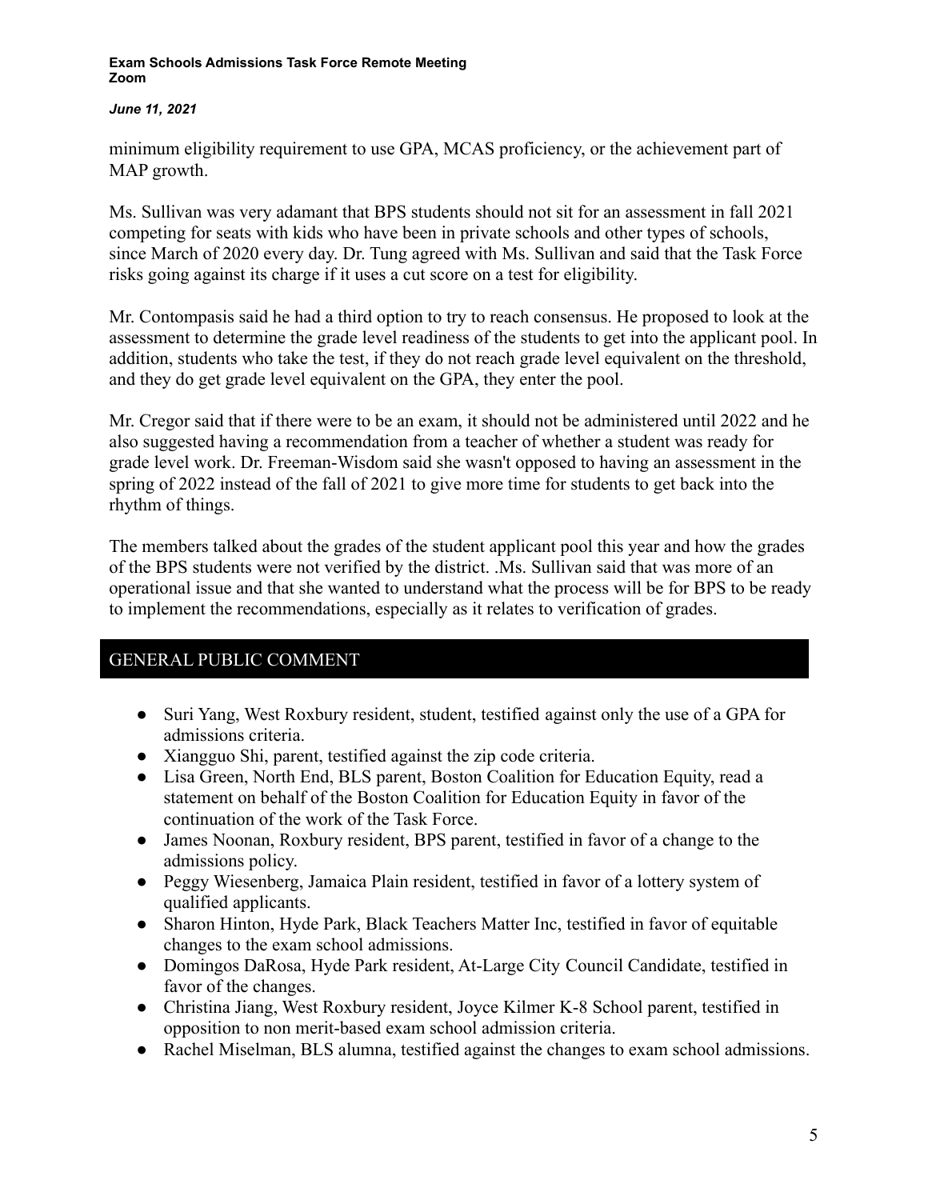minimum eligibility requirement to use GPA, MCAS proficiency, or the achievement part of MAP growth.

Ms. Sullivan was very adamant that BPS students should not sit for an assessment in fall 2021 competing for seats with kids who have been in private schools and other types of schools, since March of 2020 every day. Dr. Tung agreed with Ms. Sullivan and said that the Task Force risks going against its charge if it uses a cut score on a test for eligibility.

Mr. Contompasis said he had a third option to try to reach consensus. He proposed to look at the assessment to determine the grade level readiness of the students to get into the applicant pool. In addition, students who take the test, if they do not reach grade level equivalent on the threshold, and they do get grade level equivalent on the GPA, they enter the pool.

Mr. Cregor said that if there were to be an exam, it should not be administered until 2022 and he also suggested having a recommendation from a teacher of whether a student was ready for grade level work. Dr. Freeman-Wisdom said she wasn't opposed to having an assessment in the spring of 2022 instead of the fall of 2021 to give more time for students to get back into the rhythm of things.

The members talked about the grades of the student applicant pool this year and how the grades of the BPS students were not verified by the district. .Ms. Sullivan said that was more of an operational issue and that she wanted to understand what the process will be for BPS to be ready to implement the recommendations, especially as it relates to verification of grades.

## GENERAL PUBLIC COMMENT

- Suri Yang, West Roxbury resident, student, testified against only the use of a GPA for admissions criteria.
- Xiangguo Shi, parent, testified against the zip code criteria.
- Lisa Green, North End, BLS parent, Boston Coalition for Education Equity, read a statement on behalf of the Boston Coalition for Education Equity in favor of the continuation of the work of the Task Force.
- James Noonan, Roxbury resident, BPS parent, testified in favor of a change to the admissions policy.
- Peggy Wiesenberg, Jamaica Plain resident, testified in favor of a lottery system of qualified applicants.
- Sharon Hinton, Hyde Park, Black Teachers Matter Inc, testified in favor of equitable changes to the exam school admissions.
- Domingos DaRosa, Hyde Park resident, At-Large City Council Candidate, testified in favor of the changes.
- Christina Jiang, West Roxbury resident, Joyce Kilmer K-8 School parent, testified in opposition to non merit-based exam school admission criteria.
- Rachel Miselman, BLS alumna, testified against the changes to exam school admissions.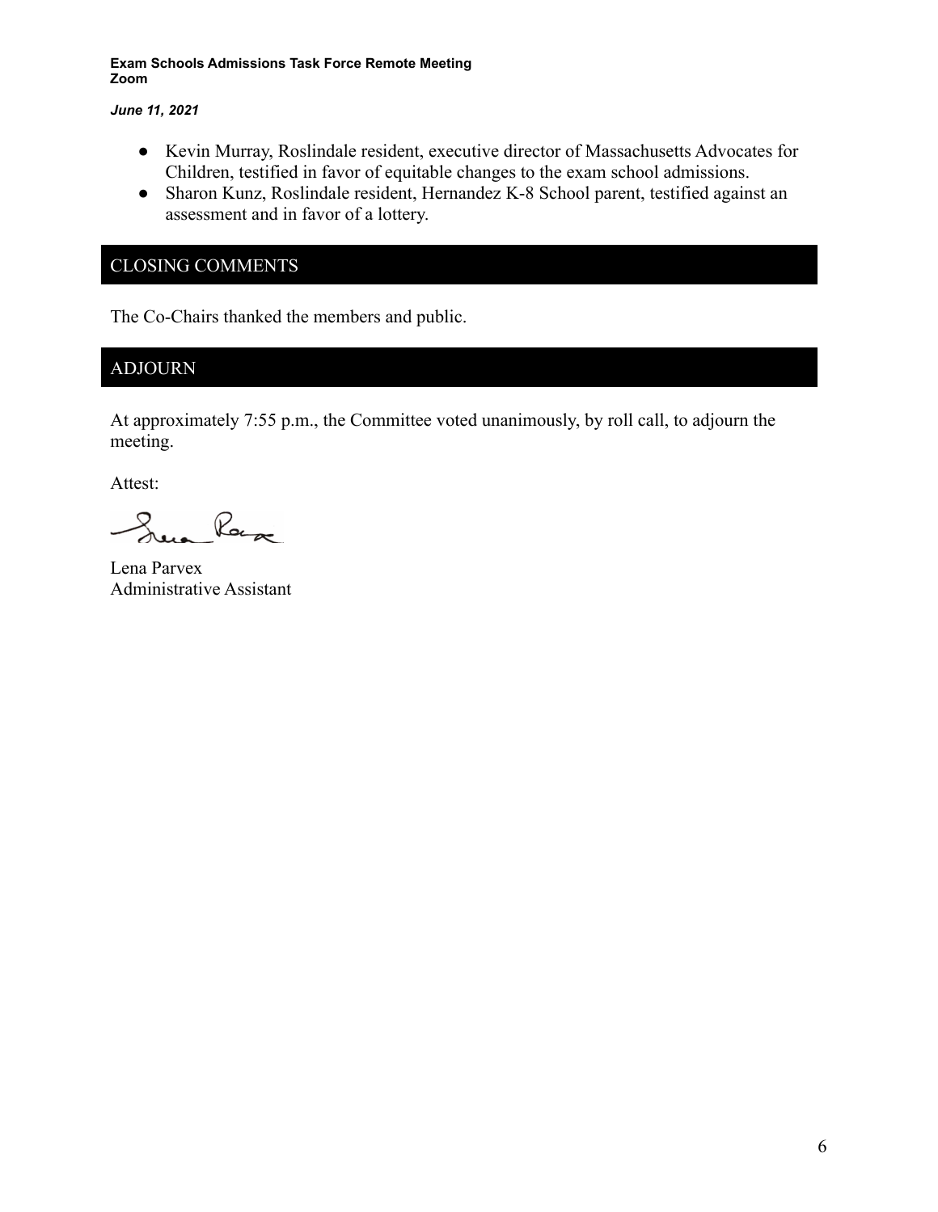- Kevin Murray, Roslindale resident, executive director of Massachusetts Advocates for Children, testified in favor of equitable changes to the exam school admissions.
- Sharon Kunz, Roslindale resident, Hernandez K-8 School parent, testified against an assessment and in favor of a lottery.

## CLOSING COMMENTS

The Co-Chairs thanked the members and public.

## ADJOURN

At approximately 7:55 p.m., the Committee voted unanimously, by roll call, to adjourn the meeting.

Attest:

Lena Parvex
Administrative Assistant